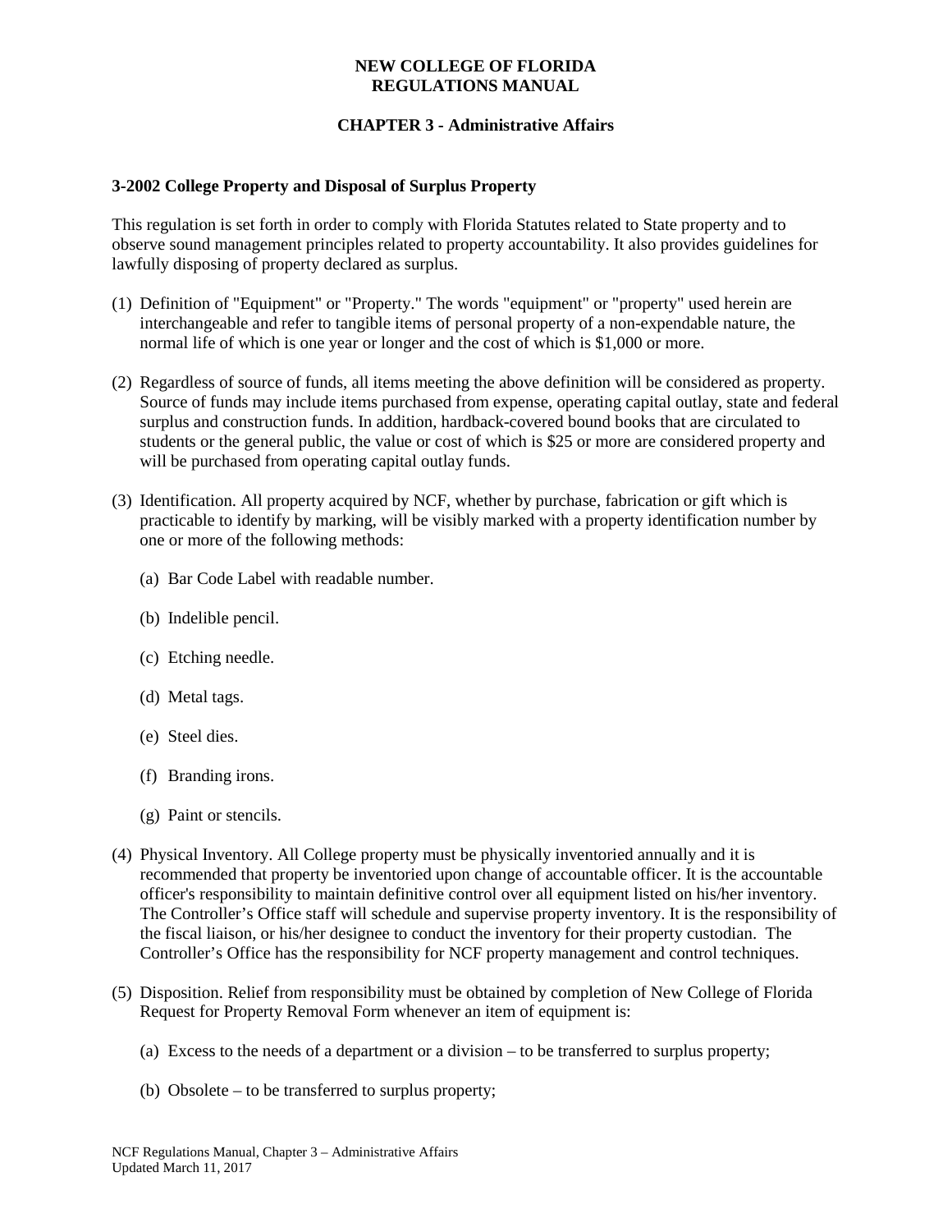# NEW COLLEGE OF FLORIDA
# REGULATIONS MANUAL

## CHAPTER 3 - Administrative Affairs

### 3-2002 College Property and Disposal of Surplus Property

This regulation is set forth in order to comply with Florida Statutes related to State property and to observe sound management principles related to property accountability. It also provides guidelines for lawfully disposing of property declared as surplus.

(1) Definition of "Equipment" or "Property." The words "equipment" or "property" used herein are interchangeable and refer to tangible items of personal property of a non-expendable nature, the normal life of which is one year or longer and the cost of which is $1,000 or more.

(2) Regardless of source of funds, all items meeting the above definition will be considered as property. Source of funds may include items purchased from expense, operating capital outlay, state and federal surplus and construction funds. In addition, hardback-covered bound books that are circulated to students or the general public, the value or cost of which is $25 or more are considered property and will be purchased from operating capital outlay funds.

(3) Identification. All property acquired by NCF, whether by purchase, fabrication or gift which is practicable to identify by marking, will be visibly marked with a property identification number by one or more of the following methods:

   (a) Bar Code Label with readable number.

   (b) Indelible pencil.

   (c) Etching needle.

   (d) Metal tags.

   (e) Steel dies.

   (f) Branding irons.

   (g) Paint or stencils.

(4) Physical Inventory. All College property must be physically inventoried annually and it is recommended that property be inventoried upon change of accountable officer. It is the accountable officer's responsibility to maintain definitive control over all equipment listed on his/her inventory. The Controller's Office staff will schedule and supervise property inventory. It is the responsibility of the fiscal liaison, or his/her designee to conduct the inventory for their property custodian. The Controller's Office has the responsibility for NCF property management and control techniques.

(5) Disposition. Relief from responsibility must be obtained by completion of New College of Florida Request for Property Removal Form whenever an item of equipment is:

   (a) Excess to the needs of a department or a division – to be transferred to surplus property;

   (b) Obsolete – to be transferred to surplus property;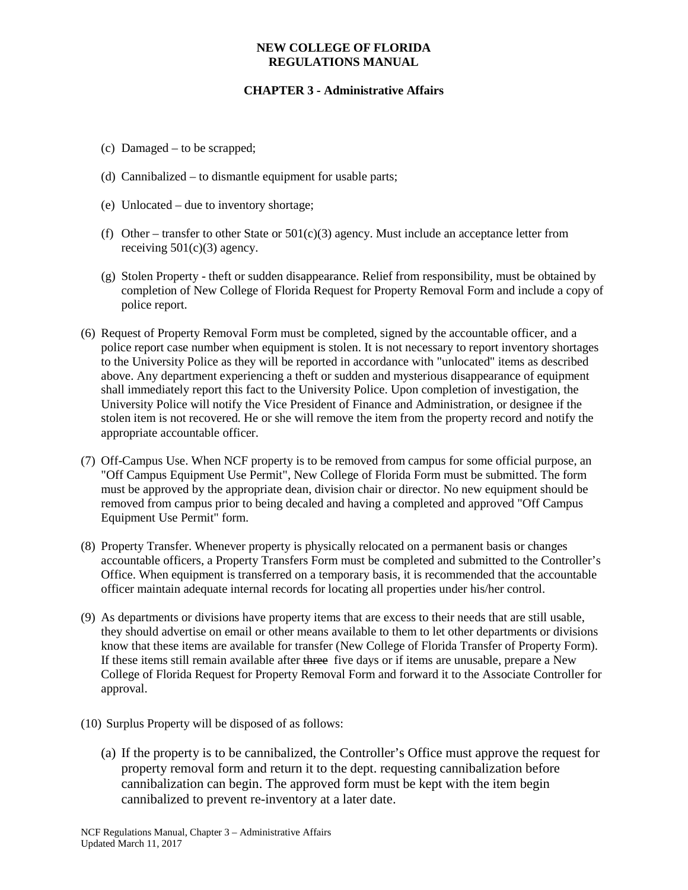(c) Damaged – to be scrapped;

(d) Cannibalized – to dismantle equipment for usable parts;

(e) Unlocated – due to inventory shortage;

(f) Other – transfer to other State or 501(c)(3) agency. Must include an acceptance letter from receiving 501(c)(3) agency.

(g) Stolen Property - theft or sudden disappearance. Relief from responsibility, must be obtained by completion of New College of Florida Request for Property Removal Form and include a copy of police report.

(6) Request of Property Removal Form must be completed, signed by the accountable officer, and a police report case number when equipment is stolen. It is not necessary to report inventory shortages to the University Police as they will be reported in accordance with "unlocated" items as described above. Any department experiencing a theft or sudden and mysterious disappearance of equipment shall immediately report this fact to the University Police. Upon completion of investigation, the University Police will notify the Vice President of Finance and Administration, or designee if the stolen item is not recovered. He or she will remove the item from the property record and notify the appropriate accountable officer.

(7) Off-Campus Use. When NCF property is to be removed from campus for some official purpose, an "Off Campus Equipment Use Permit", New College of Florida Form must be submitted. The form must be approved by the appropriate dean, division chair or director. No new equipment should be removed from campus prior to being decaled and having a completed and approved "Off Campus Equipment Use Permit" form.

(8) Property Transfer. Whenever property is physically relocated on a permanent basis or changes accountable officers, a Property Transfers Form must be completed and submitted to the Controller's Office. When equipment is transferred on a temporary basis, it is recommended that the accountable officer maintain adequate internal records for locating all properties under his/her control.

(9) As departments or divisions have property items that are excess to their needs that are still usable, they should advertise on email or other means available to them to let other departments or divisions know that these items are available for transfer (New College of Florida Transfer of Property Form). If these items still remain available after ~~three~~ five days or if items are unusable, prepare a New College of Florida Request for Property Removal Form and forward it to the Associate Controller for approval.

(10) Surplus Property will be disposed of as follows:

(a) If the property is to be cannibalized, the Controller's Office must approve the request for property removal form and return it to the dept. requesting cannibalization before cannibalization can begin. The approved form must be kept with the item begin cannibalized to prevent re-inventory at a later date.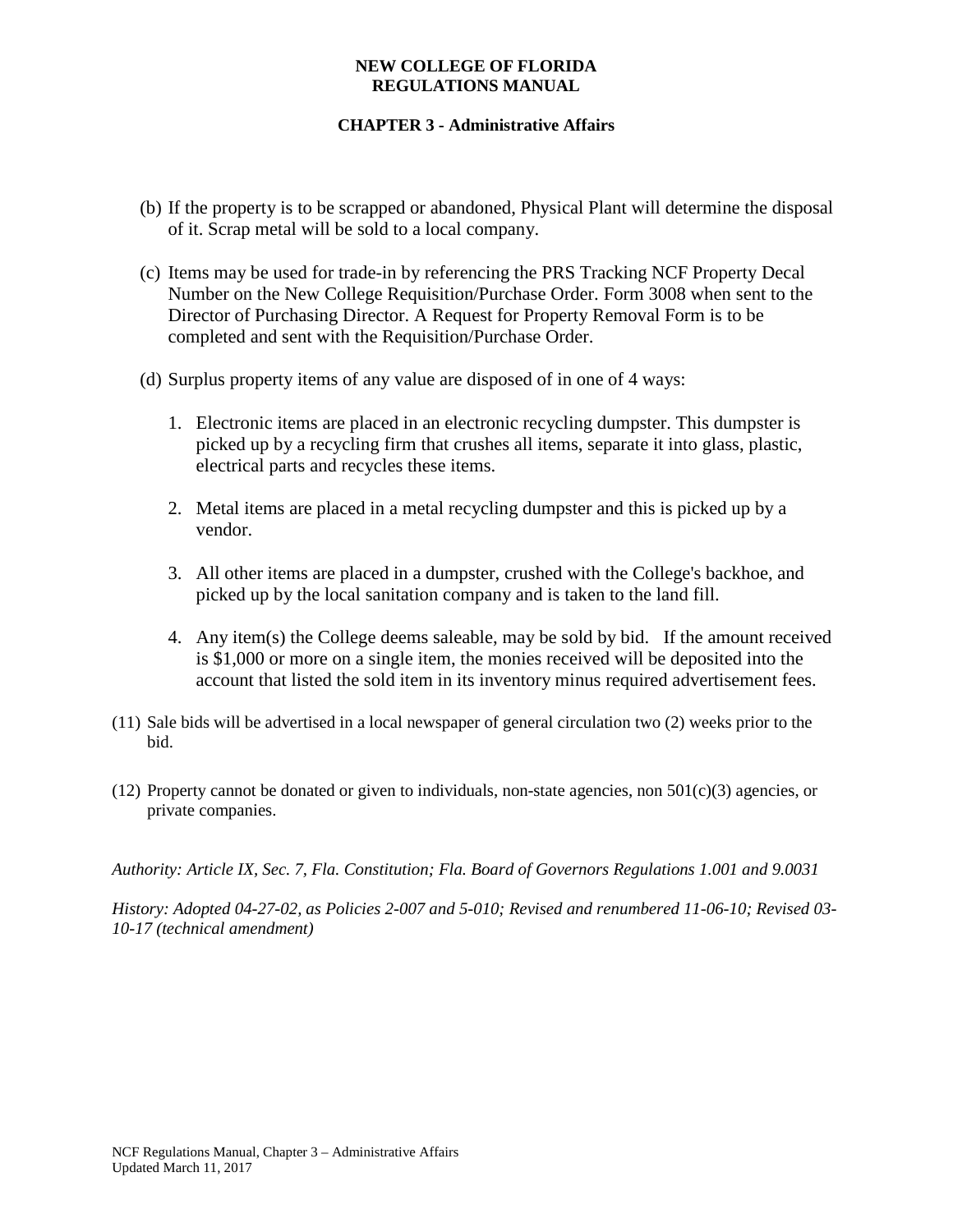(b) If the property is to be scrapped or abandoned, Physical Plant will determine the disposal of it. Scrap metal will be sold to a local company.

(c) Items may be used for trade-in by referencing the PRS Tracking NCF Property Decal Number on the New College Requisition/Purchase Order. Form 3008 when sent to the Director of Purchasing Director. A Request for Property Removal Form is to be completed and sent with the Requisition/Purchase Order.

(d) Surplus property items of any value are disposed of in one of 4 ways:

1. Electronic items are placed in an electronic recycling dumpster. This dumpster is picked up by a recycling firm that crushes all items, separate it into glass, plastic, electrical parts and recycles these items.

2. Metal items are placed in a metal recycling dumpster and this is picked up by a vendor.

3. All other items are placed in a dumpster, crushed with the College's backhoe, and picked up by the local sanitation company and is taken to the land fill.

4. Any item(s) the College deems saleable, may be sold by bid. If the amount received is $1,000 or more on a single item, the monies received will be deposited into the account that listed the sold item in its inventory minus required advertisement fees.

(11) Sale bids will be advertised in a local newspaper of general circulation two (2) weeks prior to the bid.

(12) Property cannot be donated or given to individuals, non-state agencies, non 501(c)(3) agencies, or private companies.

*Authority: Article IX, Sec. 7, Fla. Constitution; Fla. Board of Governors Regulations 1.001 and 9.0031*

*History: Adopted 04-27-02, as Policies 2-007 and 5-010; Revised and renumbered 11-06-10; Revised 03-10-17 (technical amendment)*